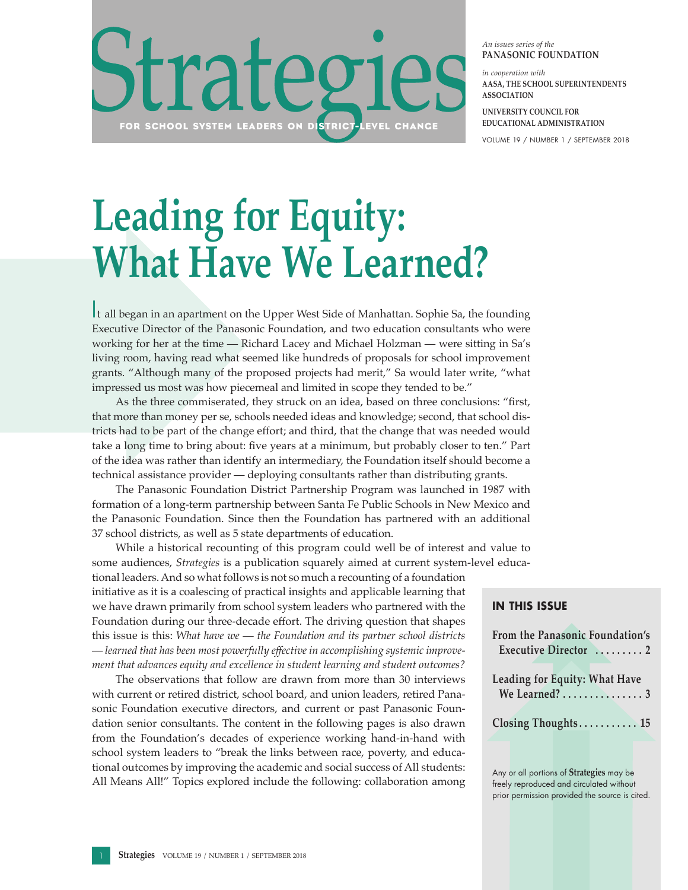# Strategies

FOR SCHOOL SYSTEM LEADERS ON DISTRICT-LEVEL CHANGE

*An issues series of the*
**PANASONIC FOUNDATION**

*in cooperation with*
**AASA, THE SCHOOL SUPERINTENDENTS ASSOCIATION**

**UNIVERSITY COUNCIL FOR EDUCATIONAL ADMINISTRATION**

VOLUME 19 / NUMBER 1 / SEPTEMBER 2018

# Leading for Equity: What Have We Learned?

It all began in an apartment on the Upper West Side of Manhattan. Sophie Sa, the founding Executive Director of the Panasonic Foundation, and two education consultants who were working for her at the time — Richard Lacey and Michael Holzman — were sitting in Sa's living room, having read what seemed like hundreds of proposals for school improvement grants. "Although many of the proposed projects had merit," Sa would later write, "what impressed us most was how piecemeal and limited in scope they tended to be."

As the three commiserated, they struck on an idea, based on three conclusions: "first, that more than money per se, schools needed ideas and knowledge; second, that school districts had to be part of the change effort; and third, that the change that was needed would take a long time to bring about: five years at a minimum, but probably closer to ten." Part of the idea was rather than identify an intermediary, the Foundation itself should become a technical assistance provider — deploying consultants rather than distributing grants.

The Panasonic Foundation District Partnership Program was launched in 1987 with formation of a long-term partnership between Santa Fe Public Schools in New Mexico and the Panasonic Foundation. Since then the Foundation has partnered with an additional 37 school districts, as well as 5 state departments of education.

While a historical recounting of this program could well be of interest and value to some audiences, *Strategies* is a publication squarely aimed at current system-level educational leaders. And so what follows is not so much a recounting of a foundation initiative as it is a coalescing of practical insights and applicable learning that we have drawn primarily from school system leaders who partnered with the Foundation during our three-decade effort. The driving question that shapes this issue is this: *What have we — the Foundation and its partner school districts — learned that has been most powerfully effective in accomplishing systemic improvement that advances equity and excellence in student learning and student outcomes?*

The observations that follow are drawn from more than 30 interviews with current or retired district, school board, and union leaders, retired Panasonic Foundation executive directors, and current or past Panasonic Foundation senior consultants. The content in the following pages is also drawn from the Foundation's decades of experience working hand-in-hand with school system leaders to "break the links between race, poverty, and educational outcomes by improving the academic and social success of All students: All Means All!" Topics explored include the following: collaboration among

**IN THIS ISSUE**

**From the Panasonic Foundation's Executive Director** . . . . . . . . . **2**

**Leading for Equity: What Have We Learned?** . . . . . . . . . . . . . . . **3**

**Closing Thoughts** . . . . . . . . . . . **15**

Any or all portions of **Strategies** may be freely reproduced and circulated without prior permission provided the source is cited.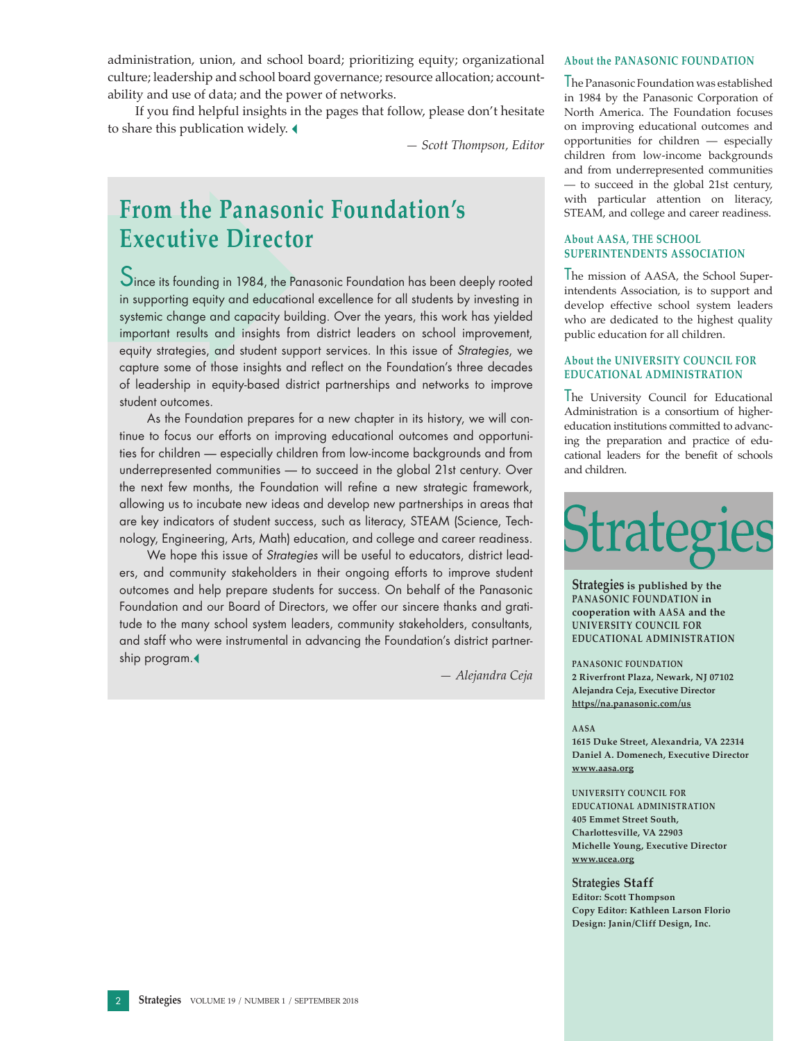administration, union, and school board; prioritizing equity; organizational culture; leadership and school board governance; resource allocation; accountability and use of data; and the power of networks.

If you find helpful insights in the pages that follow, please don't hesitate to share this publication widely.

*— Scott Thompson, Editor*

## From the Panasonic Foundation's Executive Director

Since its founding in 1984, the Panasonic Foundation has been deeply rooted in supporting equity and educational excellence for all students by investing in systemic change and capacity building. Over the years, this work has yielded important results and insights from district leaders on school improvement, equity strategies, and student support services. In this issue of *Strategies*, we capture some of those insights and reflect on the Foundation's three decades of leadership in equity-based district partnerships and networks to improve student outcomes.

As the Foundation prepares for a new chapter in its history, we will continue to focus our efforts on improving educational outcomes and opportunities for children — especially children from low-income backgrounds and from underrepresented communities — to succeed in the global 21st century. Over the next few months, the Foundation will refine a new strategic framework, allowing us to incubate new ideas and develop new partnerships in areas that are key indicators of student success, such as literacy, STEAM (Science, Technology, Engineering, Arts, Math) education, and college and career readiness.

We hope this issue of *Strategies* will be useful to educators, district leaders, and community stakeholders in their ongoing efforts to improve student outcomes and help prepare students for success. On behalf of the Panasonic Foundation and our Board of Directors, we offer our sincere thanks and gratitude to the many school system leaders, community stakeholders, consultants, and staff who were instrumental in advancing the Foundation's district partnership program.

*— Alejandra Ceja*

### About the PANASONIC FOUNDATION

The Panasonic Foundation was established in 1984 by the Panasonic Corporation of North America. The Foundation focuses on improving educational outcomes and opportunities for children — especially children from low-income backgrounds and from underrepresented communities — to succeed in the global 21st century, with particular attention on literacy, STEAM, and college and career readiness.

### About AASA, THE SCHOOL SUPERINTENDENTS ASSOCIATION

The mission of AASA, the School Superintendents Association, is to support and develop effective school system leaders who are dedicated to the highest quality public education for all children.

### About the UNIVERSITY COUNCIL FOR EDUCATIONAL ADMINISTRATION

The University Council for Educational Administration is a consortium of higher-education institutions committed to advancing the preparation and practice of educational leaders for the benefit of schools and children.

# Strategies

**Strategies is published by the PANASONIC FOUNDATION in cooperation with AASA and the UNIVERSITY COUNCIL FOR EDUCATIONAL ADMINISTRATION**

**PANASONIC FOUNDATION**
**2 Riverfront Plaza, Newark, NJ 07102**
**Alejandra Ceja, Executive Director**
**https//na.panasonic.com/us**

**AASA**
**1615 Duke Street, Alexandria, VA 22314**
**Daniel A. Domenech, Executive Director**
**www.aasa.org**

**UNIVERSITY COUNCIL FOR EDUCATIONAL ADMINISTRATION**
**405 Emmet Street South, Charlottesville, VA 22903**
**Michelle Young, Executive Director**
**www.ucea.org**

**Strategies Staff**
**Editor: Scott Thompson**
**Copy Editor: Kathleen Larson Florio**
**Design: Janin/Cliff Design, Inc.**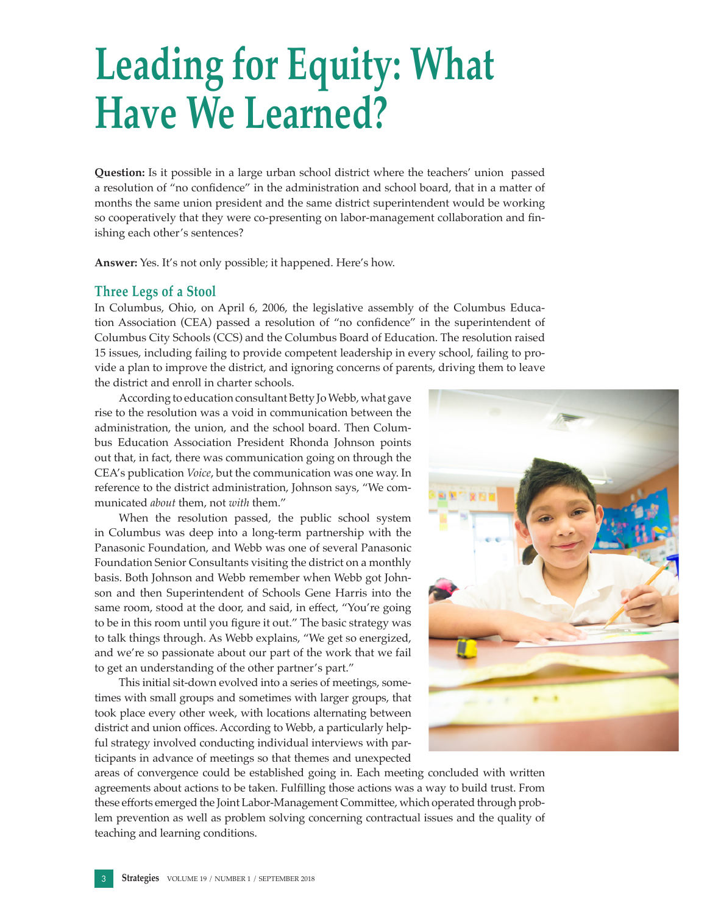# Leading for Equity: What Have We Learned?

**Question:** Is it possible in a large urban school district where the teachers' union passed a resolution of "no confidence" in the administration and school board, that in a matter of months the same union president and the same district superintendent would be working so cooperatively that they were co-presenting on labor-management collaboration and finishing each other's sentences?

**Answer:** Yes. It's not only possible; it happened. Here's how.

## Three Legs of a Stool

In Columbus, Ohio, on April 6, 2006, the legislative assembly of the Columbus Education Association (CEA) passed a resolution of "no confidence" in the superintendent of Columbus City Schools (CCS) and the Columbus Board of Education. The resolution raised 15 issues, including failing to provide competent leadership in every school, failing to provide a plan to improve the district, and ignoring concerns of parents, driving them to leave the district and enroll in charter schools.

According to education consultant Betty Jo Webb, what gave rise to the resolution was a void in communication between the administration, the union, and the school board. Then Columbus Education Association President Rhonda Johnson points out that, in fact, there was communication going on through the CEA's publication *Voice*, but the communication was one way. In reference to the district administration, Johnson says, "We communicated *about* them, not *with* them."

When the resolution passed, the public school system in Columbus was deep into a long-term partnership with the Panasonic Foundation, and Webb was one of several Panasonic Foundation Senior Consultants visiting the district on a monthly basis. Both Johnson and Webb remember when Webb got Johnson and then Superintendent of Schools Gene Harris into the same room, stood at the door, and said, in effect, "You're going to be in this room until you figure it out." The basic strategy was to talk things through. As Webb explains, "We get so energized, and we're so passionate about our part of the work that we fail to get an understanding of the other partner's part."

This initial sit-down evolved into a series of meetings, sometimes with small groups and sometimes with larger groups, that took place every other week, with locations alternating between district and union offices. According to Webb, a particularly helpful strategy involved conducting individual interviews with participants in advance of meetings so that themes and unexpected areas of convergence could be established going in. Each meeting concluded with written agreements about actions to be taken. Fulfilling those actions was a way to build trust. From these efforts emerged the Joint Labor-Management Committee, which operated through problem prevention as well as problem solving concerning contractual issues and the quality of teaching and learning conditions.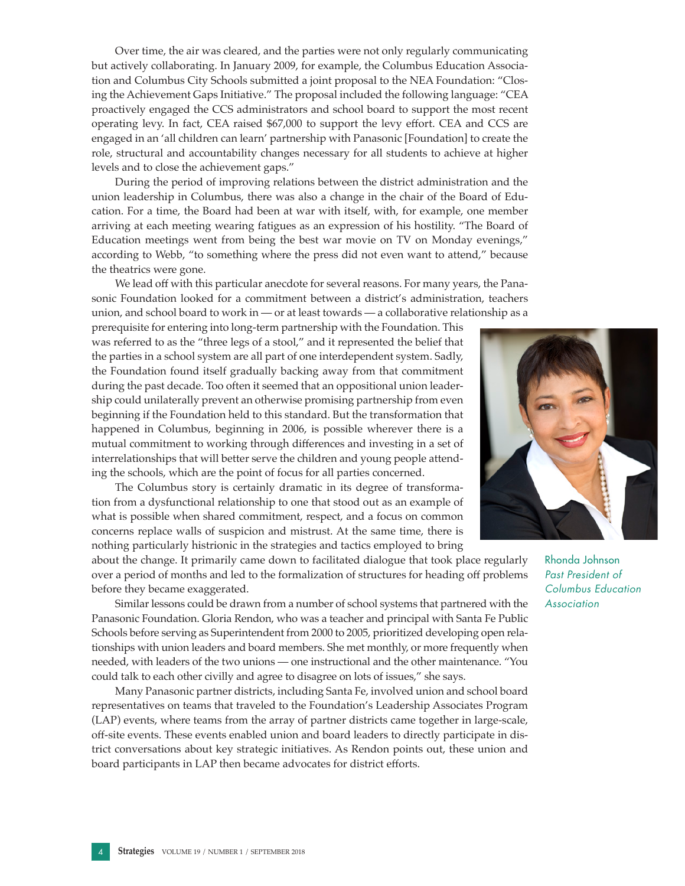Over time, the air was cleared, and the parties were not only regularly communicating but actively collaborating. In January 2009, for example, the Columbus Education Association and Columbus City Schools submitted a joint proposal to the NEA Foundation: "Closing the Achievement Gaps Initiative." The proposal included the following language: "CEA proactively engaged the CCS administrators and school board to support the most recent operating levy. In fact, CEA raised $67,000 to support the levy effort. CEA and CCS are engaged in an 'all children can learn' partnership with Panasonic [Foundation] to create the role, structural and accountability changes necessary for all students to achieve at higher levels and to close the achievement gaps."

During the period of improving relations between the district administration and the union leadership in Columbus, there was also a change in the chair of the Board of Education. For a time, the Board had been at war with itself, with, for example, one member arriving at each meeting wearing fatigues as an expression of his hostility. "The Board of Education meetings went from being the best war movie on TV on Monday evenings," according to Webb, "to something where the press did not even want to attend," because the theatrics were gone.

We lead off with this particular anecdote for several reasons. For many years, the Panasonic Foundation looked for a commitment between a district's administration, teachers union, and school board to work in — or at least towards — a collaborative relationship as a prerequisite for entering into long-term partnership with the Foundation. This was referred to as the "three legs of a stool," and it represented the belief that the parties in a school system are all part of one interdependent system. Sadly, the Foundation found itself gradually backing away from that commitment during the past decade. Too often it seemed that an oppositional union leadership could unilaterally prevent an otherwise promising partnership from even beginning if the Foundation held to this standard. But the transformation that happened in Columbus, beginning in 2006, is possible wherever there is a mutual commitment to working through differences and investing in a set of interrelationships that will better serve the children and young people attending the schools, which are the point of focus for all parties concerned.

The Columbus story is certainly dramatic in its degree of transformation from a dysfunctional relationship to one that stood out as an example of what is possible when shared commitment, respect, and a focus on common concerns replace walls of suspicion and mistrust. At the same time, there is nothing particularly histrionic in the strategies and tactics employed to bring about the change. It primarily came down to facilitated dialogue that took place regularly over a period of months and led to the formalization of structures for heading off problems before they became exaggerated.

Rhonda Johnson
*Past President of Columbus Education Association*

Similar lessons could be drawn from a number of school systems that partnered with the Panasonic Foundation. Gloria Rendon, who was a teacher and principal with Santa Fe Public Schools before serving as Superintendent from 2000 to 2005, prioritized developing open relationships with union leaders and board members. She met monthly, or more frequently when needed, with leaders of the two unions — one instructional and the other maintenance. "You could talk to each other civilly and agree to disagree on lots of issues," she says.

Many Panasonic partner districts, including Santa Fe, involved union and school board representatives on teams that traveled to the Foundation's Leadership Associates Program (LAP) events, where teams from the array of partner districts came together in large-scale, off-site events. These events enabled union and board leaders to directly participate in district conversations about key strategic initiatives. As Rendon points out, these union and board participants in LAP then became advocates for district efforts.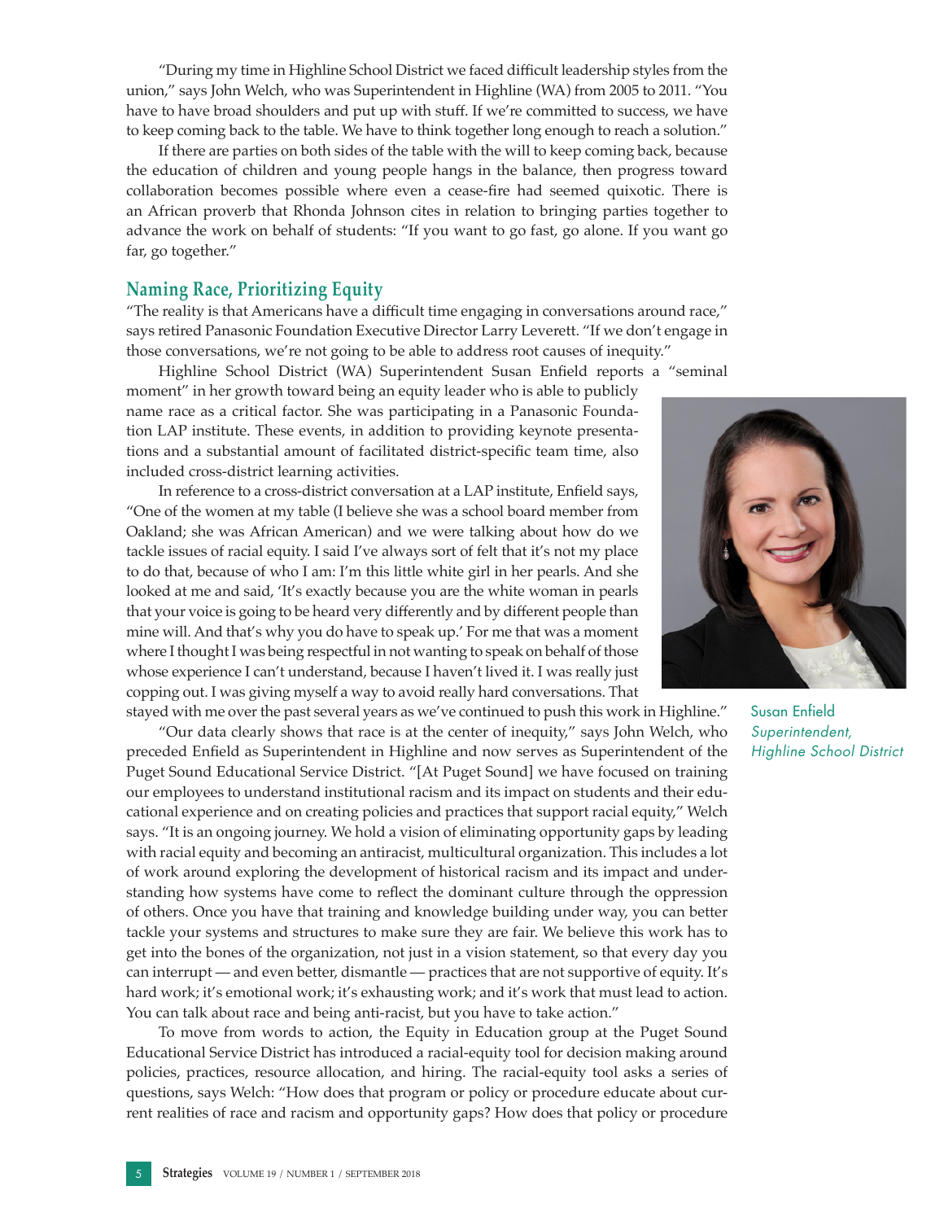"During my time in Highline School District we faced difficult leadership styles from the union," says John Welch, who was Superintendent in Highline (WA) from 2005 to 2011. "You have to have broad shoulders and put up with stuff. If we're committed to success, we have to keep coming back to the table. We have to think together long enough to reach a solution."

If there are parties on both sides of the table with the will to keep coming back, because the education of children and young people hangs in the balance, then progress toward collaboration becomes possible where even a cease-fire had seemed quixotic. There is an African proverb that Rhonda Johnson cites in relation to bringing parties together to advance the work on behalf of students: "If you want to go fast, go alone. If you want go far, go together."

## Naming Race, Prioritizing Equity

"The reality is that Americans have a difficult time engaging in conversations around race," says retired Panasonic Foundation Executive Director Larry Leverett. "If we don't engage in those conversations, we're not going to be able to address root causes of inequity."

Highline School District (WA) Superintendent Susan Enfield reports a "seminal moment" in her growth toward being an equity leader who is able to publicly name race as a critical factor. She was participating in a Panasonic Foundation LAP institute. These events, in addition to providing keynote presentations and a substantial amount of facilitated district-specific team time, also included cross-district learning activities.

In reference to a cross-district conversation at a LAP institute, Enfield says, "One of the women at my table (I believe she was a school board member from Oakland; she was African American) and we were talking about how do we tackle issues of racial equity. I said I've always sort of felt that it's not my place to do that, because of who I am: I'm this little white girl in her pearls. And she looked at me and said, 'It's exactly because you are the white woman in pearls that your voice is going to be heard very differently and by different people than mine will. And that's why you do have to speak up.' For me that was a moment where I thought I was being respectful in not wanting to speak on behalf of those whose experience I can't understand, because I haven't lived it. I was really just copping out. I was giving myself a way to avoid really hard conversations. That stayed with me over the past several years as we've continued to push this work in Highline."

Susan Enfield
*Superintendent, Highline School District*

"Our data clearly shows that race is at the center of inequity," says John Welch, who preceded Enfield as Superintendent in Highline and now serves as Superintendent of the Puget Sound Educational Service District. "[At Puget Sound] we have focused on training our employees to understand institutional racism and its impact on students and their educational experience and on creating policies and practices that support racial equity," Welch says. "It is an ongoing journey. We hold a vision of eliminating opportunity gaps by leading with racial equity and becoming an antiracist, multicultural organization. This includes a lot of work around exploring the development of historical racism and its impact and understanding how systems have come to reflect the dominant culture through the oppression of others. Once you have that training and knowledge building under way, you can better tackle your systems and structures to make sure they are fair. We believe this work has to get into the bones of the organization, not just in a vision statement, so that every day you can interrupt — and even better, dismantle — practices that are not supportive of equity. It's hard work; it's emotional work; it's exhausting work; and it's work that must lead to action. You can talk about race and being anti-racist, but you have to take action."

To move from words to action, the Equity in Education group at the Puget Sound Educational Service District has introduced a racial-equity tool for decision making around policies, practices, resource allocation, and hiring. The racial-equity tool asks a series of questions, says Welch: "How does that program or policy or procedure educate about current realities of race and racism and opportunity gaps? How does that policy or procedure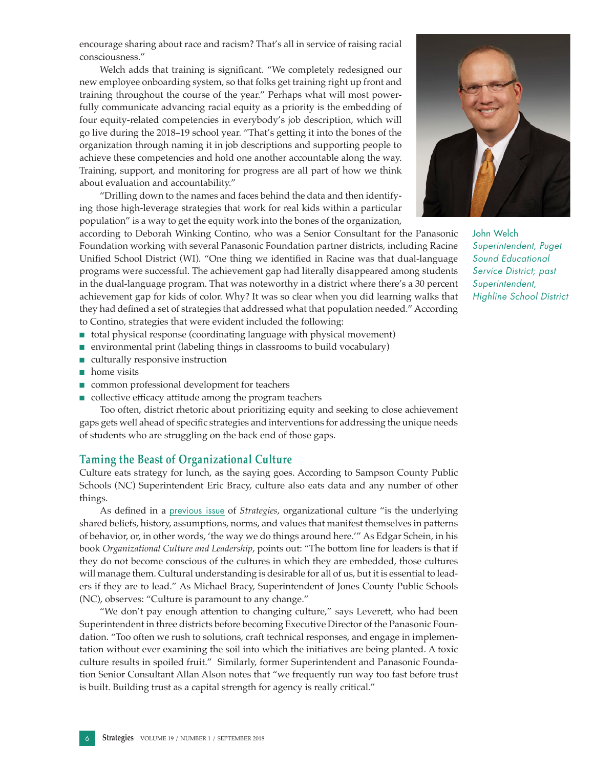encourage sharing about race and racism? That's all in service of raising racial consciousness."

Welch adds that training is significant. "We completely redesigned our new employee onboarding system, so that folks get training right up front and training throughout the course of the year." Perhaps what will most powerfully communicate advancing racial equity as a priority is the embedding of four equity-related competencies in everybody's job description, which will go live during the 2018–19 school year. "That's getting it into the bones of the organization through naming it in job descriptions and supporting people to achieve these competencies and hold one another accountable along the way. Training, support, and monitoring for progress are all part of how we think about evaluation and accountability."

John Welch
*Superintendent, Puget Sound Educational Service District; past Superintendent, Highline School District*

"Drilling down to the names and faces behind the data and then identifying those high-leverage strategies that work for real kids within a particular population" is a way to get the equity work into the bones of the organization, according to Deborah Winking Contino, who was a Senior Consultant for the Panasonic Foundation working with several Panasonic Foundation partner districts, including Racine Unified School District (WI). "One thing we identified in Racine was that dual-language programs were successful. The achievement gap had literally disappeared among students in the dual-language program. That was noteworthy in a district where there's a 30 percent achievement gap for kids of color. Why? It was so clear when you did learning walks that they had defined a set of strategies that addressed what that population needed." According to Contino, strategies that were evident included the following:

- total physical response (coordinating language with physical movement)
- environmental print (labeling things in classrooms to build vocabulary)
- culturally responsive instruction
- home visits
- common professional development for teachers
- collective efficacy attitude among the program teachers

Too often, district rhetoric about prioritizing equity and seeking to close achievement gaps gets well ahead of specific strategies and interventions for addressing the unique needs of students who are struggling on the back end of those gaps.

## Taming the Beast of Organizational Culture

Culture eats strategy for lunch, as the saying goes. According to Sampson County Public Schools (NC) Superintendent Eric Bracy, culture also eats data and any number of other things.

As defined in a previous issue of *Strategies*, organizational culture "is the underlying shared beliefs, history, assumptions, norms, and values that manifest themselves in patterns of behavior, or, in other words, 'the way we do things around here.'" As Edgar Schein, in his book *Organizational Culture and Leadership*, points out: "The bottom line for leaders is that if they do not become conscious of the cultures in which they are embedded, those cultures will manage them. Cultural understanding is desirable for all of us, but it is essential to leaders if they are to lead." As Michael Bracy, Superintendent of Jones County Public Schools (NC), observes: "Culture is paramount to any change."

"We don't pay enough attention to changing culture," says Leverett, who had been Superintendent in three districts before becoming Executive Director of the Panasonic Foundation. "Too often we rush to solutions, craft technical responses, and engage in implementation without ever examining the soil into which the initiatives are being planted. A toxic culture results in spoiled fruit." Similarly, former Superintendent and Panasonic Foundation Senior Consultant Allan Alson notes that "we frequently run way too fast before trust is built. Building trust as a capital strength for agency is really critical."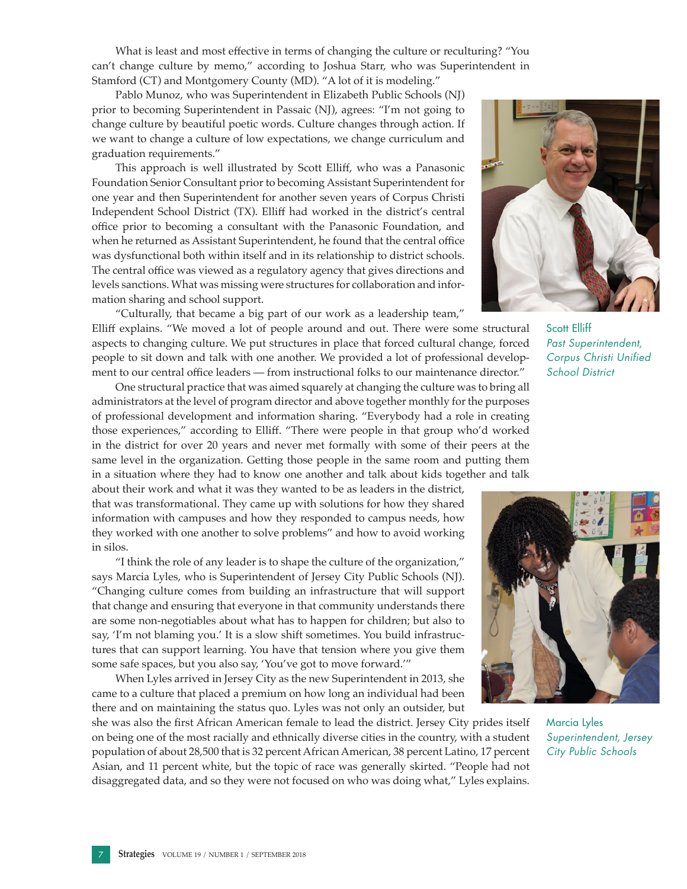What is least and most effective in terms of changing the culture or reculturing? "You can't change culture by memo," according to Joshua Starr, who was Superintendent in Stamford (CT) and Montgomery County (MD). "A lot of it is modeling."

Pablo Munoz, who was Superintendent in Elizabeth Public Schools (NJ) prior to becoming Superintendent in Passaic (NJ), agrees: "I'm not going to change culture by beautiful poetic words. Culture changes through action. If we want to change a culture of low expectations, we change curriculum and graduation requirements."

This approach is well illustrated by Scott Elliff, who was a Panasonic Foundation Senior Consultant prior to becoming Assistant Superintendent for one year and then Superintendent for another seven years of Corpus Christi Independent School District (TX). Elliff had worked in the district's central office prior to becoming a consultant with the Panasonic Foundation, and when he returned as Assistant Superintendent, he found that the central office was dysfunctional both within itself and in its relationship to district schools. The central office was viewed as a regulatory agency that gives directions and levels sanctions. What was missing were structures for collaboration and information sharing and school support.

"Culturally, that became a big part of our work as a leadership team," Elliff explains. "We moved a lot of people around and out. There were some structural aspects to changing culture. We put structures in place that forced cultural change, forced people to sit down and talk with one another. We provided a lot of professional development to our central office leaders — from instructional folks to our maintenance director."

Scott Elliff
*Past Superintendent, Corpus Christi Unified School District*

One structural practice that was aimed squarely at changing the culture was to bring all administrators at the level of program director and above together monthly for the purposes of professional development and information sharing. "Everybody had a role in creating those experiences," according to Elliff. "There were people in that group who'd worked in the district for over 20 years and never met formally with some of their peers at the same level in the organization. Getting those people in the same room and putting them in a situation where they had to know one another and talk about kids together and talk about their work and what it was they wanted to be as leaders in the district, that was transformational. They came up with solutions for how they shared information with campuses and how they responded to campus needs, how they worked with one another to solve problems" and how to avoid working in silos.

"I think the role of any leader is to shape the culture of the organization," says Marcia Lyles, who is Superintendent of Jersey City Public Schools (NJ). "Changing culture comes from building an infrastructure that will support that change and ensuring that everyone in that community understands there are some non-negotiables about what has to happen for children; but also to say, 'I'm not blaming you.' It is a slow shift sometimes. You build infrastructures that can support learning. You have that tension where you give them some safe spaces, but you also say, 'You've got to move forward.'"

When Lyles arrived in Jersey City as the new Superintendent in 2013, she came to a culture that placed a premium on how long an individual had been there and on maintaining the status quo. Lyles was not only an outsider, but she was also the first African American female to lead the district. Jersey City prides itself on being one of the most racially and ethnically diverse cities in the country, with a student population of about 28,500 that is 32 percent African American, 38 percent Latino, 17 percent Asian, and 11 percent white, but the topic of race was generally skirted. "People had not disaggregated data, and so they were not focused on who was doing what," Lyles explains.

Marcia Lyles
*Superintendent, Jersey City Public Schools*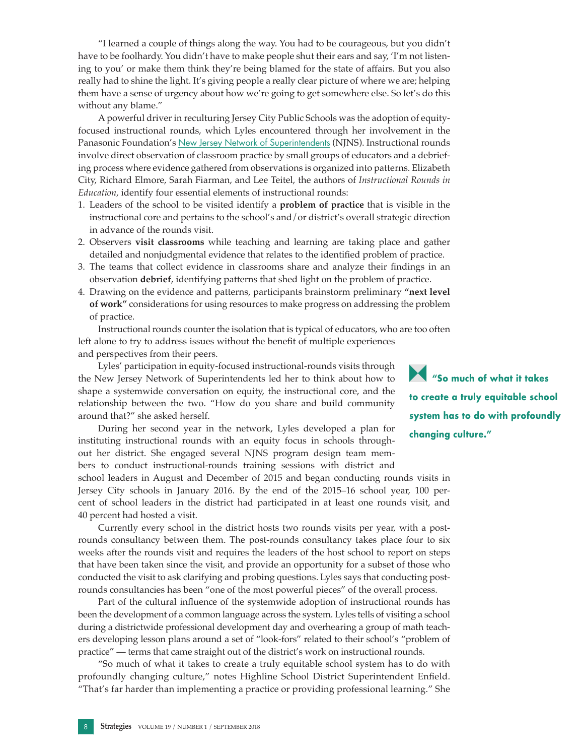"I learned a couple of things along the way. You had to be courageous, but you didn't have to be foolhardy. You didn't have to make people shut their ears and say, 'I'm not listening to you' or make them think they're being blamed for the state of affairs. But you also really had to shine the light. It's giving people a really clear picture of where we are; helping them have a sense of urgency about how we're going to get somewhere else. So let's do this without any blame."

A powerful driver in reculturing Jersey City Public Schools was the adoption of equity-focused instructional rounds, which Lyles encountered through her involvement in the Panasonic Foundation's New Jersey Network of Superintendents (NJNS). Instructional rounds involve direct observation of classroom practice by small groups of educators and a debriefing process where evidence gathered from observations is organized into patterns. Elizabeth City, Richard Elmore, Sarah Fiarman, and Lee Teitel, the authors of *Instructional Rounds in Education*, identify four essential elements of instructional rounds:

1. Leaders of the school to be visited identify a **problem of practice** that is visible in the instructional core and pertains to the school's and/or district's overall strategic direction in advance of the rounds visit.
2. Observers **visit classrooms** while teaching and learning are taking place and gather detailed and nonjudgmental evidence that relates to the identified problem of practice.
3. The teams that collect evidence in classrooms share and analyze their findings in an observation **debrief**, identifying patterns that shed light on the problem of practice.
4. Drawing on the evidence and patterns, participants brainstorm preliminary **"next level of work"** considerations for using resources to make progress on addressing the problem of practice.

Instructional rounds counter the isolation that is typical of educators, who are too often left alone to try to address issues without the benefit of multiple experiences and perspectives from their peers.

Lyles' participation in equity-focused instructional-rounds visits through the New Jersey Network of Superintendents led her to think about how to shape a systemwide conversation on equity, the instructional core, and the relationship between the two. "How do you share and build community around that?" she asked herself.

During her second year in the network, Lyles developed a plan for instituting instructional rounds with an equity focus in schools throughout her district. She engaged several NJNS program design team members to conduct instructional-rounds training sessions with district and school leaders in August and December of 2015 and began conducting rounds visits in Jersey City schools in January 2016. By the end of the 2015–16 school year, 100 percent of school leaders in the district had participated in at least one rounds visit, and 40 percent had hosted a visit.

Currently every school in the district hosts two rounds visits per year, with a post-rounds consultancy between them. The post-rounds consultancy takes place four to six weeks after the rounds visit and requires the leaders of the host school to report on steps that have been taken since the visit, and provide an opportunity for a subset of those who conducted the visit to ask clarifying and probing questions. Lyles says that conducting post-rounds consultancies has been "one of the most powerful pieces" of the overall process.

Part of the cultural influence of the systemwide adoption of instructional rounds has been the development of a common language across the system. Lyles tells of visiting a school during a districtwide professional development day and overhearing a group of math teachers developing lesson plans around a set of "look-fors" related to their school's "problem of practice" — terms that came straight out of the district's work on instructional rounds.

"So much of what it takes to create a truly equitable school system has to do with profoundly changing culture," notes Highline School District Superintendent Enfield. "That's far harder than implementing a practice or providing professional learning." She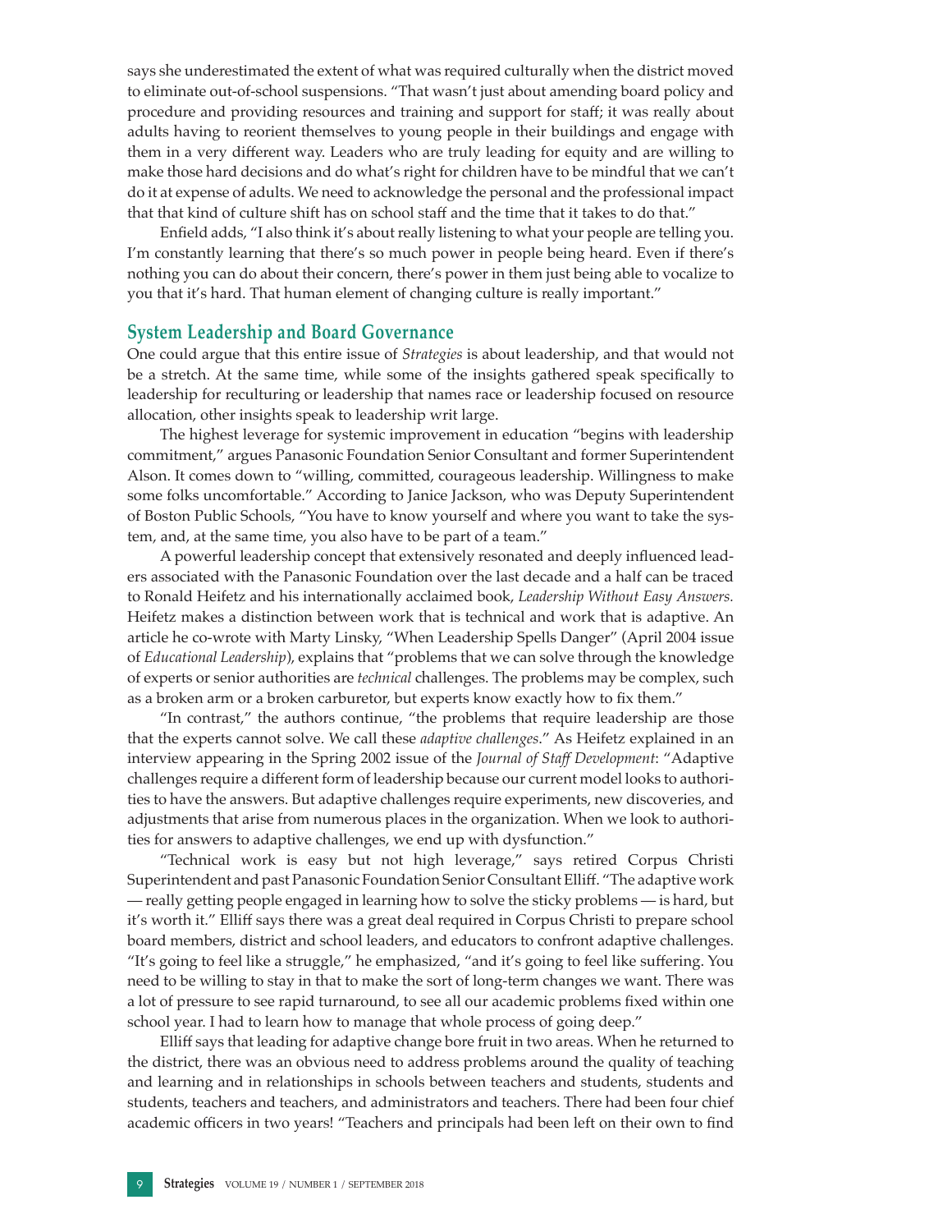says she underestimated the extent of what was required culturally when the district moved to eliminate out-of-school suspensions. "That wasn't just about amending board policy and procedure and providing resources and training and support for staff; it was really about adults having to reorient themselves to young people in their buildings and engage with them in a very different way. Leaders who are truly leading for equity and are willing to make those hard decisions and do what's right for children have to be mindful that we can't do it at expense of adults. We need to acknowledge the personal and the professional impact that that kind of culture shift has on school staff and the time that it takes to do that."

Enfield adds, "I also think it's about really listening to what your people are telling you. I'm constantly learning that there's so much power in people being heard. Even if there's nothing you can do about their concern, there's power in them just being able to vocalize to you that it's hard. That human element of changing culture is really important."

## System Leadership and Board Governance

One could argue that this entire issue of *Strategies* is about leadership, and that would not be a stretch. At the same time, while some of the insights gathered speak specifically to leadership for reculturing or leadership that names race or leadership focused on resource allocation, other insights speak to leadership writ large.

The highest leverage for systemic improvement in education "begins with leadership commitment," argues Panasonic Foundation Senior Consultant and former Superintendent Alson. It comes down to "willing, committed, courageous leadership. Willingness to make some folks uncomfortable." According to Janice Jackson, who was Deputy Superintendent of Boston Public Schools, "You have to know yourself and where you want to take the system, and, at the same time, you also have to be part of a team."

A powerful leadership concept that extensively resonated and deeply influenced leaders associated with the Panasonic Foundation over the last decade and a half can be traced to Ronald Heifetz and his internationally acclaimed book, *Leadership Without Easy Answers.* Heifetz makes a distinction between work that is technical and work that is adaptive. An article he co-wrote with Marty Linsky, "When Leadership Spells Danger" (April 2004 issue of *Educational Leadership*), explains that "problems that we can solve through the knowledge of experts or senior authorities are *technical* challenges. The problems may be complex, such as a broken arm or a broken carburetor, but experts know exactly how to fix them."

"In contrast," the authors continue, "the problems that require leadership are those that the experts cannot solve. We call these *adaptive challenges*." As Heifetz explained in an interview appearing in the Spring 2002 issue of the *Journal of Staff Development*: "Adaptive challenges require a different form of leadership because our current model looks to authorities to have the answers. But adaptive challenges require experiments, new discoveries, and adjustments that arise from numerous places in the organization. When we look to authorities for answers to adaptive challenges, we end up with dysfunction."

"Technical work is easy but not high leverage," says retired Corpus Christi Superintendent and past Panasonic Foundation Senior Consultant Elliff. "The adaptive work — really getting people engaged in learning how to solve the sticky problems — is hard, but it's worth it." Elliff says there was a great deal required in Corpus Christi to prepare school board members, district and school leaders, and educators to confront adaptive challenges. "It's going to feel like a struggle," he emphasized, "and it's going to feel like suffering. You need to be willing to stay in that to make the sort of long-term changes we want. There was a lot of pressure to see rapid turnaround, to see all our academic problems fixed within one school year. I had to learn how to manage that whole process of going deep."

Elliff says that leading for adaptive change bore fruit in two areas. When he returned to the district, there was an obvious need to address problems around the quality of teaching and learning and in relationships in schools between teachers and students, students and students, teachers and teachers, and administrators and teachers. There had been four chief academic officers in two years! "Teachers and principals had been left on their own to find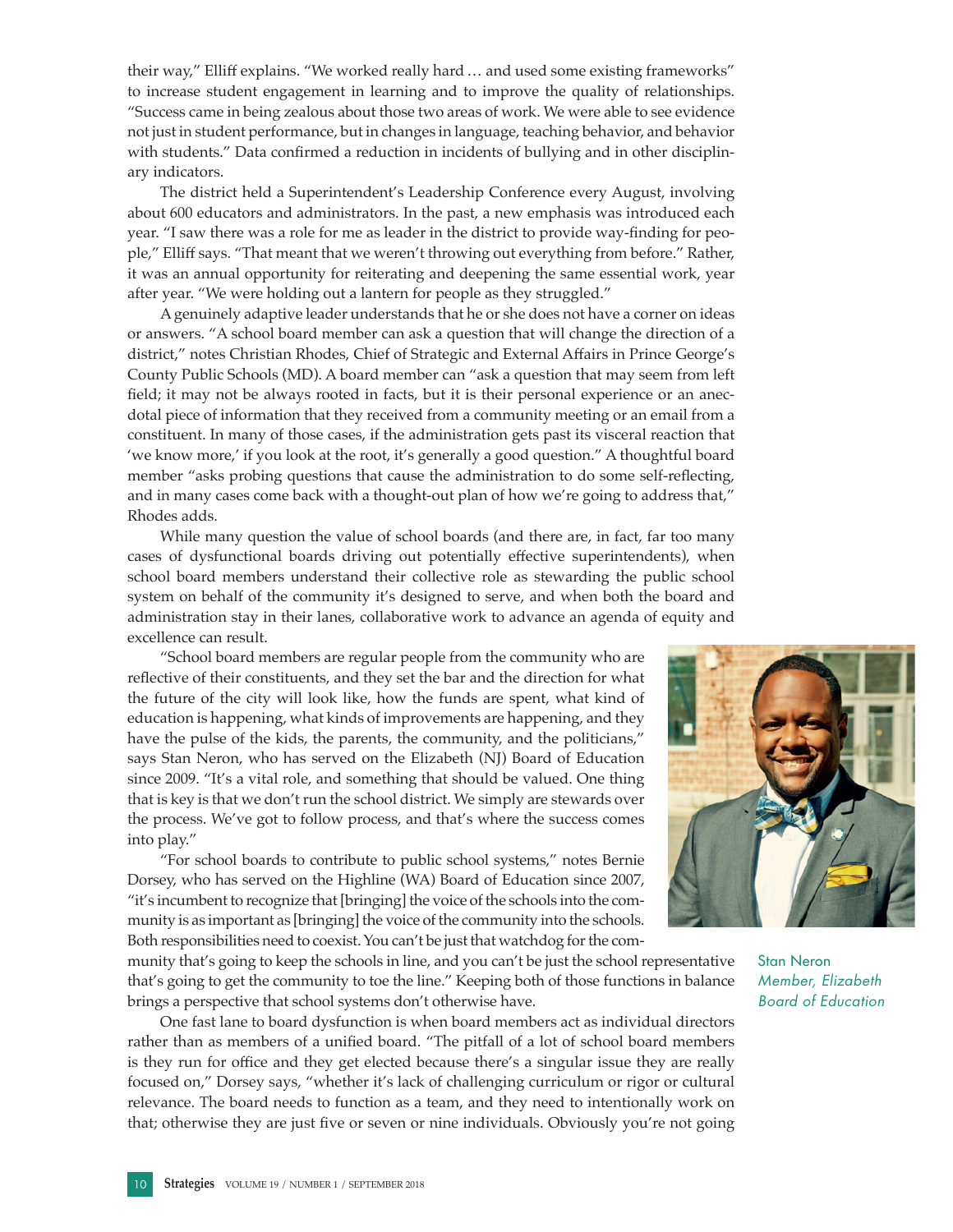their way," Elliff explains. "We worked really hard … and used some existing frameworks" to increase student engagement in learning and to improve the quality of relationships. "Success came in being zealous about those two areas of work. We were able to see evidence not just in student performance, but in changes in language, teaching behavior, and behavior with students." Data confirmed a reduction in incidents of bullying and in other disciplinary indicators.

The district held a Superintendent's Leadership Conference every August, involving about 600 educators and administrators. In the past, a new emphasis was introduced each year. "I saw there was a role for me as leader in the district to provide way-finding for people," Elliff says. "That meant that we weren't throwing out everything from before." Rather, it was an annual opportunity for reiterating and deepening the same essential work, year after year. "We were holding out a lantern for people as they struggled."

A genuinely adaptive leader understands that he or she does not have a corner on ideas or answers. "A school board member can ask a question that will change the direction of a district," notes Christian Rhodes, Chief of Strategic and External Affairs in Prince George's County Public Schools (MD). A board member can "ask a question that may seem from left field; it may not be always rooted in facts, but it is their personal experience or an anecdotal piece of information that they received from a community meeting or an email from a constituent. In many of those cases, if the administration gets past its visceral reaction that 'we know more,' if you look at the root, it's generally a good question." A thoughtful board member "asks probing questions that cause the administration to do some self-reflecting, and in many cases come back with a thought-out plan of how we're going to address that," Rhodes adds.

While many question the value of school boards (and there are, in fact, far too many cases of dysfunctional boards driving out potentially effective superintendents), when school board members understand their collective role as stewarding the public school system on behalf of the community it's designed to serve, and when both the board and administration stay in their lanes, collaborative work to advance an agenda of equity and excellence can result.

"School board members are regular people from the community who are reflective of their constituents, and they set the bar and the direction for what the future of the city will look like, how the funds are spent, what kind of education is happening, what kinds of improvements are happening, and they have the pulse of the kids, the parents, the community, and the politicians," says Stan Neron, who has served on the Elizabeth (NJ) Board of Education since 2009. "It's a vital role, and something that should be valued. One thing that is key is that we don't run the school district. We simply are stewards over the process. We've got to follow process, and that's where the success comes into play."

Stan Neron
*Member, Elizabeth Board of Education*

"For school boards to contribute to public school systems," notes Bernie Dorsey, who has served on the Highline (WA) Board of Education since 2007, "it's incumbent to recognize that [bringing] the voice of the schools into the community is as important as [bringing] the voice of the community into the schools. Both responsibilities need to coexist. You can't be just that watchdog for the community that's going to keep the schools in line, and you can't be just the school representative that's going to get the community to toe the line." Keeping both of those functions in balance brings a perspective that school systems don't otherwise have.

One fast lane to board dysfunction is when board members act as individual directors rather than as members of a unified board. "The pitfall of a lot of school board members is they run for office and they get elected because there's a singular issue they are really focused on," Dorsey says, "whether it's lack of challenging curriculum or rigor or cultural relevance. The board needs to function as a team, and they need to intentionally work on that; otherwise they are just five or seven or nine individuals. Obviously you're not going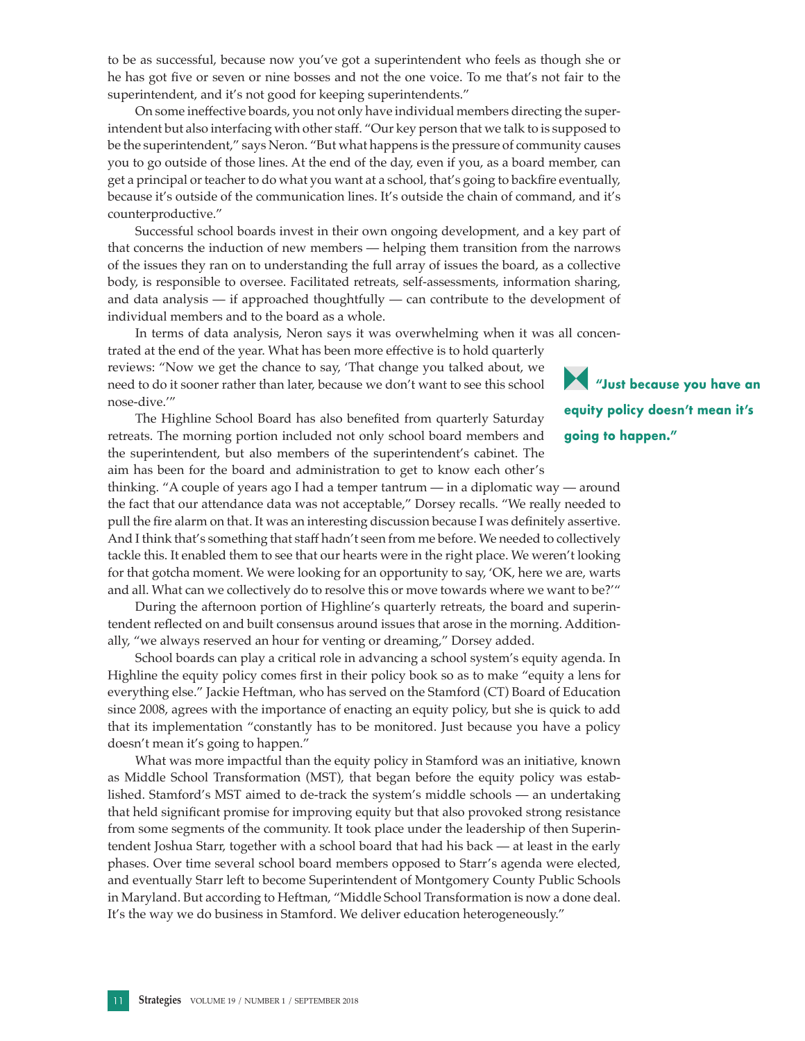to be as successful, because now you've got a superintendent who feels as though she or he has got five or seven or nine bosses and not the one voice. To me that's not fair to the superintendent, and it's not good for keeping superintendents."

On some ineffective boards, you not only have individual members directing the superintendent but also interfacing with other staff. "Our key person that we talk to is supposed to be the superintendent," says Neron. "But what happens is the pressure of community causes you to go outside of those lines. At the end of the day, even if you, as a board member, can get a principal or teacher to do what you want at a school, that's going to backfire eventually, because it's outside of the communication lines. It's outside the chain of command, and it's counterproductive."

Successful school boards invest in their own ongoing development, and a key part of that concerns the induction of new members — helping them transition from the narrows of the issues they ran on to understanding the full array of issues the board, as a collective body, is responsible to oversee. Facilitated retreats, self-assessments, information sharing, and data analysis — if approached thoughtfully — can contribute to the development of individual members and to the board as a whole.

In terms of data analysis, Neron says it was overwhelming when it was all concentrated at the end of the year. What has been more effective is to hold quarterly reviews: "Now we get the chance to say, 'That change you talked about, we need to do it sooner rather than later, because we don't want to see this school nose-dive.'"

> **"Just because you have an equity policy doesn't mean it's going to happen."**

The Highline School Board has also benefited from quarterly Saturday retreats. The morning portion included not only school board members and the superintendent, but also members of the superintendent's cabinet. The aim has been for the board and administration to get to know each other's thinking. "A couple of years ago I had a temper tantrum — in a diplomatic way — around the fact that our attendance data was not acceptable," Dorsey recalls. "We really needed to pull the fire alarm on that. It was an interesting discussion because I was definitely assertive. And I think that's something that staff hadn't seen from me before. We needed to collectively tackle this. It enabled them to see that our hearts were in the right place. We weren't looking for that gotcha moment. We were looking for an opportunity to say, 'OK, here we are, warts and all. What can we collectively do to resolve this or move towards where we want to be?'"

During the afternoon portion of Highline's quarterly retreats, the board and superintendent reflected on and built consensus around issues that arose in the morning. Additionally, "we always reserved an hour for venting or dreaming," Dorsey added.

School boards can play a critical role in advancing a school system's equity agenda. In Highline the equity policy comes first in their policy book so as to make "equity a lens for everything else." Jackie Heftman, who has served on the Stamford (CT) Board of Education since 2008, agrees with the importance of enacting an equity policy, but she is quick to add that its implementation "constantly has to be monitored. Just because you have a policy doesn't mean it's going to happen."

What was more impactful than the equity policy in Stamford was an initiative, known as Middle School Transformation (MST), that began before the equity policy was established. Stamford's MST aimed to de-track the system's middle schools — an undertaking that held significant promise for improving equity but that also provoked strong resistance from some segments of the community. It took place under the leadership of then Superintendent Joshua Starr, together with a school board that had his back — at least in the early phases. Over time several school board members opposed to Starr's agenda were elected, and eventually Starr left to become Superintendent of Montgomery County Public Schools in Maryland. But according to Heftman, "Middle School Transformation is now a done deal. It's the way we do business in Stamford. We deliver education heterogeneously."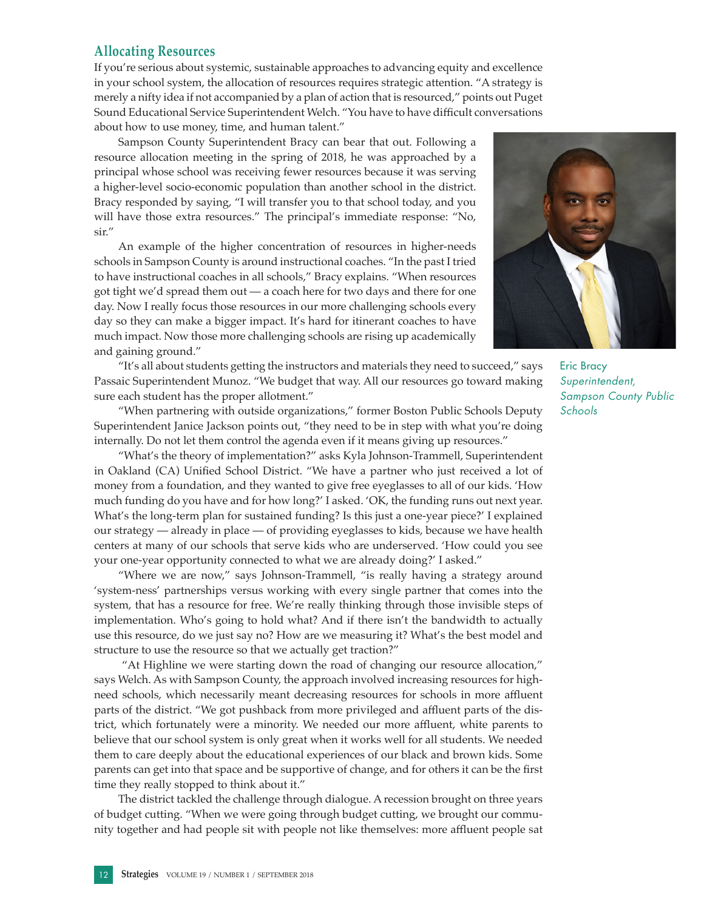## Allocating Resources

If you're serious about systemic, sustainable approaches to advancing equity and excellence in your school system, the allocation of resources requires strategic attention. "A strategy is merely a nifty idea if not accompanied by a plan of action that is resourced," points out Puget Sound Educational Service Superintendent Welch. "You have to have difficult conversations about how to use money, time, and human talent."

Sampson County Superintendent Bracy can bear that out. Following a resource allocation meeting in the spring of 2018, he was approached by a principal whose school was receiving fewer resources because it was serving a higher-level socio-economic population than another school in the district. Bracy responded by saying, "I will transfer you to that school today, and you will have those extra resources." The principal's immediate response: "No, sir."

An example of the higher concentration of resources in higher-needs schools in Sampson County is around instructional coaches. "In the past I tried to have instructional coaches in all schools," Bracy explains. "When resources got tight we'd spread them out — a coach here for two days and there for one day. Now I really focus those resources in our more challenging schools every day so they can make a bigger impact. It's hard for itinerant coaches to have much impact. Now those more challenging schools are rising up academically and gaining ground."

Eric Bracy
*Superintendent, Sampson County Public Schools*

"It's all about students getting the instructors and materials they need to succeed," says Passaic Superintendent Munoz. "We budget that way. All our resources go toward making sure each student has the proper allotment."

"When partnering with outside organizations," former Boston Public Schools Deputy Superintendent Janice Jackson points out, "they need to be in step with what you're doing internally. Do not let them control the agenda even if it means giving up resources."

"What's the theory of implementation?" asks Kyla Johnson-Trammell, Superintendent in Oakland (CA) Unified School District. "We have a partner who just received a lot of money from a foundation, and they wanted to give free eyeglasses to all of our kids. 'How much funding do you have and for how long?' I asked. 'OK, the funding runs out next year. What's the long-term plan for sustained funding? Is this just a one-year piece?' I explained our strategy — already in place — of providing eyeglasses to kids, because we have health centers at many of our schools that serve kids who are underserved. 'How could you see your one-year opportunity connected to what we are already doing?' I asked."

"Where we are now," says Johnson-Trammell, "is really having a strategy around 'system-ness' partnerships versus working with every single partner that comes into the system, that has a resource for free. We're really thinking through those invisible steps of implementation. Who's going to hold what? And if there isn't the bandwidth to actually use this resource, do we just say no? How are we measuring it? What's the best model and structure to use the resource so that we actually get traction?"

"At Highline we were starting down the road of changing our resource allocation," says Welch. As with Sampson County, the approach involved increasing resources for high-need schools, which necessarily meant decreasing resources for schools in more affluent parts of the district. "We got pushback from more privileged and affluent parts of the district, which fortunately were a minority. We needed our more affluent, white parents to believe that our school system is only great when it works well for all students. We needed them to care deeply about the educational experiences of our black and brown kids. Some parents can get into that space and be supportive of change, and for others it can be the first time they really stopped to think about it."

The district tackled the challenge through dialogue. A recession brought on three years of budget cutting. "When we were going through budget cutting, we brought our community together and had people sit with people not like themselves: more affluent people sat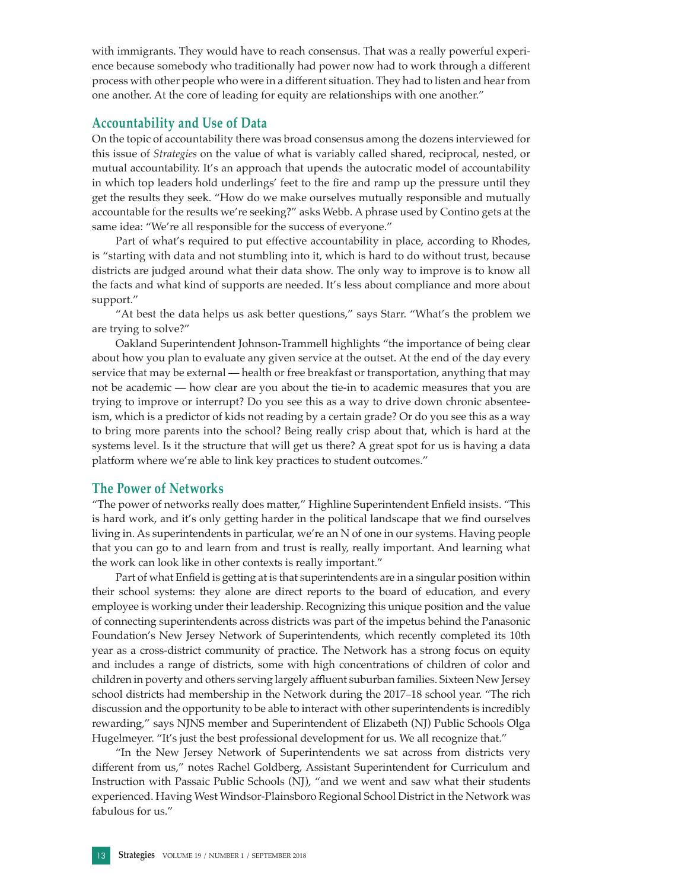with immigrants. They would have to reach consensus. That was a really powerful experience because somebody who traditionally had power now had to work through a different process with other people who were in a different situation. They had to listen and hear from one another. At the core of leading for equity are relationships with one another."

## Accountability and Use of Data

On the topic of accountability there was broad consensus among the dozens interviewed for this issue of *Strategies* on the value of what is variably called shared, reciprocal, nested, or mutual accountability. It's an approach that upends the autocratic model of accountability in which top leaders hold underlings' feet to the fire and ramp up the pressure until they get the results they seek. "How do we make ourselves mutually responsible and mutually accountable for the results we're seeking?" asks Webb. A phrase used by Contino gets at the same idea: "We're all responsible for the success of everyone."

Part of what's required to put effective accountability in place, according to Rhodes, is "starting with data and not stumbling into it, which is hard to do without trust, because districts are judged around what their data show. The only way to improve is to know all the facts and what kind of supports are needed. It's less about compliance and more about support."

"At best the data helps us ask better questions," says Starr. "What's the problem we are trying to solve?"

Oakland Superintendent Johnson-Trammell highlights "the importance of being clear about how you plan to evaluate any given service at the outset. At the end of the day every service that may be external — health or free breakfast or transportation, anything that may not be academic — how clear are you about the tie-in to academic measures that you are trying to improve or interrupt? Do you see this as a way to drive down chronic absenteeism, which is a predictor of kids not reading by a certain grade? Or do you see this as a way to bring more parents into the school? Being really crisp about that, which is hard at the systems level. Is it the structure that will get us there? A great spot for us is having a data platform where we're able to link key practices to student outcomes."

## The Power of Networks

"The power of networks really does matter," Highline Superintendent Enfield insists. "This is hard work, and it's only getting harder in the political landscape that we find ourselves living in. As superintendents in particular, we're an N of one in our systems. Having people that you can go to and learn from and trust is really, really important. And learning what the work can look like in other contexts is really important."

Part of what Enfield is getting at is that superintendents are in a singular position within their school systems: they alone are direct reports to the board of education, and every employee is working under their leadership. Recognizing this unique position and the value of connecting superintendents across districts was part of the impetus behind the Panasonic Foundation's New Jersey Network of Superintendents, which recently completed its 10th year as a cross-district community of practice. The Network has a strong focus on equity and includes a range of districts, some with high concentrations of children of color and children in poverty and others serving largely affluent suburban families. Sixteen New Jersey school districts had membership in the Network during the 2017–18 school year. "The rich discussion and the opportunity to be able to interact with other superintendents is incredibly rewarding," says NJNS member and Superintendent of Elizabeth (NJ) Public Schools Olga Hugelmeyer. "It's just the best professional development for us. We all recognize that."

"In the New Jersey Network of Superintendents we sat across from districts very different from us," notes Rachel Goldberg, Assistant Superintendent for Curriculum and Instruction with Passaic Public Schools (NJ), "and we went and saw what their students experienced. Having West Windsor-Plainsboro Regional School District in the Network was fabulous for us."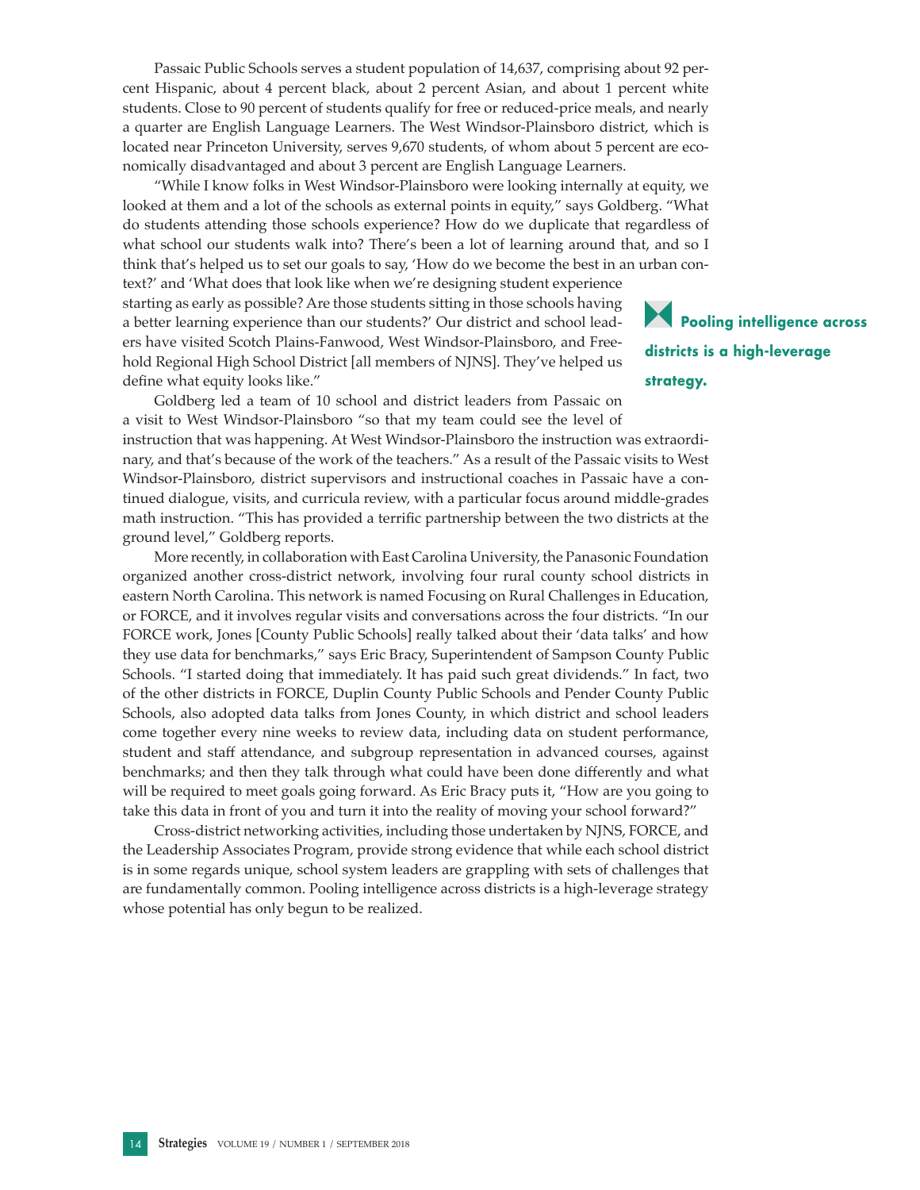Passaic Public Schools serves a student population of 14,637, comprising about 92 percent Hispanic, about 4 percent black, about 2 percent Asian, and about 1 percent white students. Close to 90 percent of students qualify for free or reduced-price meals, and nearly a quarter are English Language Learners. The West Windsor-Plainsboro district, which is located near Princeton University, serves 9,670 students, of whom about 5 percent are economically disadvantaged and about 3 percent are English Language Learners.

"While I know folks in West Windsor-Plainsboro were looking internally at equity, we looked at them and a lot of the schools as external points in equity," says Goldberg. "What do students attending those schools experience? How do we duplicate that regardless of what school our students walk into? There's been a lot of learning around that, and so I think that's helped us to set our goals to say, 'How do we become the best in an urban context?' and 'What does that look like when we're designing student experience starting as early as possible? Are those students sitting in those schools having a better learning experience than our students?' Our district and school leaders have visited Scotch Plains-Fanwood, West Windsor-Plainsboro, and Freehold Regional High School District [all members of NJNS]. They've helped us define what equity looks like."

> **Pooling intelligence across districts is a high-leverage strategy.**

Goldberg led a team of 10 school and district leaders from Passaic on a visit to West Windsor-Plainsboro "so that my team could see the level of instruction that was happening. At West Windsor-Plainsboro the instruction was extraordinary, and that's because of the work of the teachers." As a result of the Passaic visits to West Windsor-Plainsboro, district supervisors and instructional coaches in Passaic have a continued dialogue, visits, and curricula review, with a particular focus around middle-grades math instruction. "This has provided a terrific partnership between the two districts at the ground level," Goldberg reports.

More recently, in collaboration with East Carolina University, the Panasonic Foundation organized another cross-district network, involving four rural county school districts in eastern North Carolina. This network is named Focusing on Rural Challenges in Education, or FORCE, and it involves regular visits and conversations across the four districts. "In our FORCE work, Jones [County Public Schools] really talked about their 'data talks' and how they use data for benchmarks," says Eric Bracy, Superintendent of Sampson County Public Schools. "I started doing that immediately. It has paid such great dividends." In fact, two of the other districts in FORCE, Duplin County Public Schools and Pender County Public Schools, also adopted data talks from Jones County, in which district and school leaders come together every nine weeks to review data, including data on student performance, student and staff attendance, and subgroup representation in advanced courses, against benchmarks; and then they talk through what could have been done differently and what will be required to meet goals going forward. As Eric Bracy puts it, "How are you going to take this data in front of you and turn it into the reality of moving your school forward?"

Cross-district networking activities, including those undertaken by NJNS, FORCE, and the Leadership Associates Program, provide strong evidence that while each school district is in some regards unique, school system leaders are grappling with sets of challenges that are fundamentally common. Pooling intelligence across districts is a high-leverage strategy whose potential has only begun to be realized.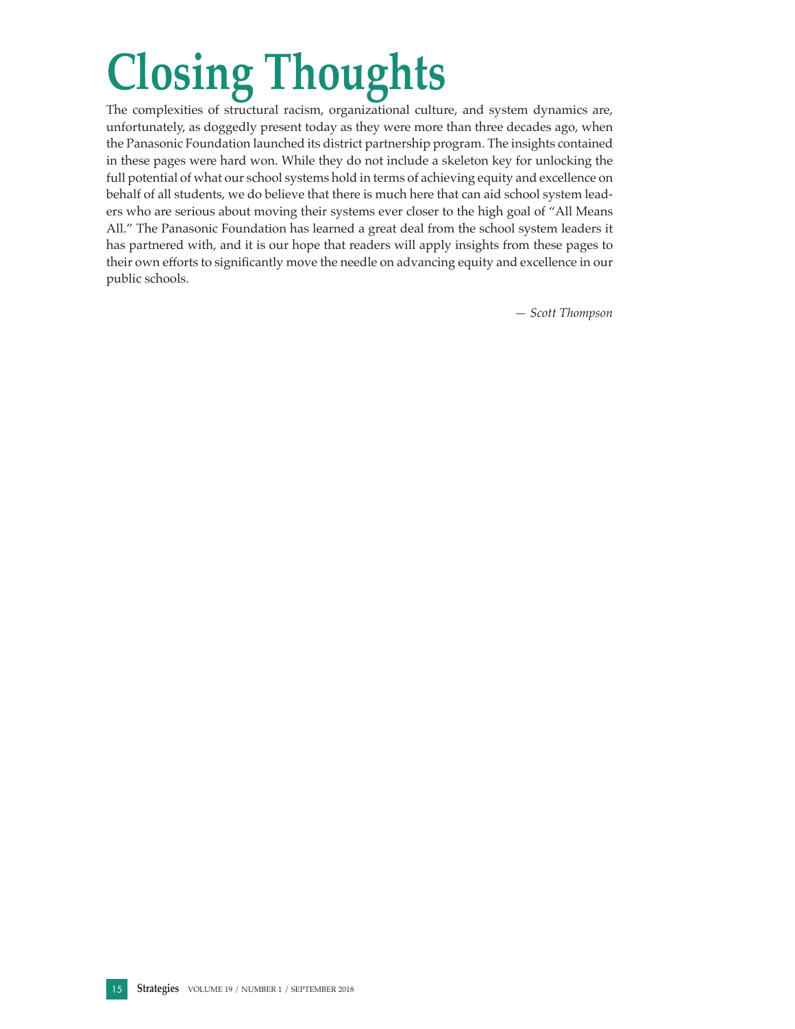# Closing Thoughts

The complexities of structural racism, organizational culture, and system dynamics are, unfortunately, as doggedly present today as they were more than three decades ago, when the Panasonic Foundation launched its district partnership program. The insights contained in these pages were hard won. While they do not include a skeleton key for unlocking the full potential of what our school systems hold in terms of achieving equity and excellence on behalf of all students, we do believe that there is much here that can aid school system leaders who are serious about moving their systems ever closer to the high goal of "All Means All." The Panasonic Foundation has learned a great deal from the school system leaders it has partnered with, and it is our hope that readers will apply insights from these pages to their own efforts to significantly move the needle on advancing equity and excellence in our public schools.

*— Scott Thompson*